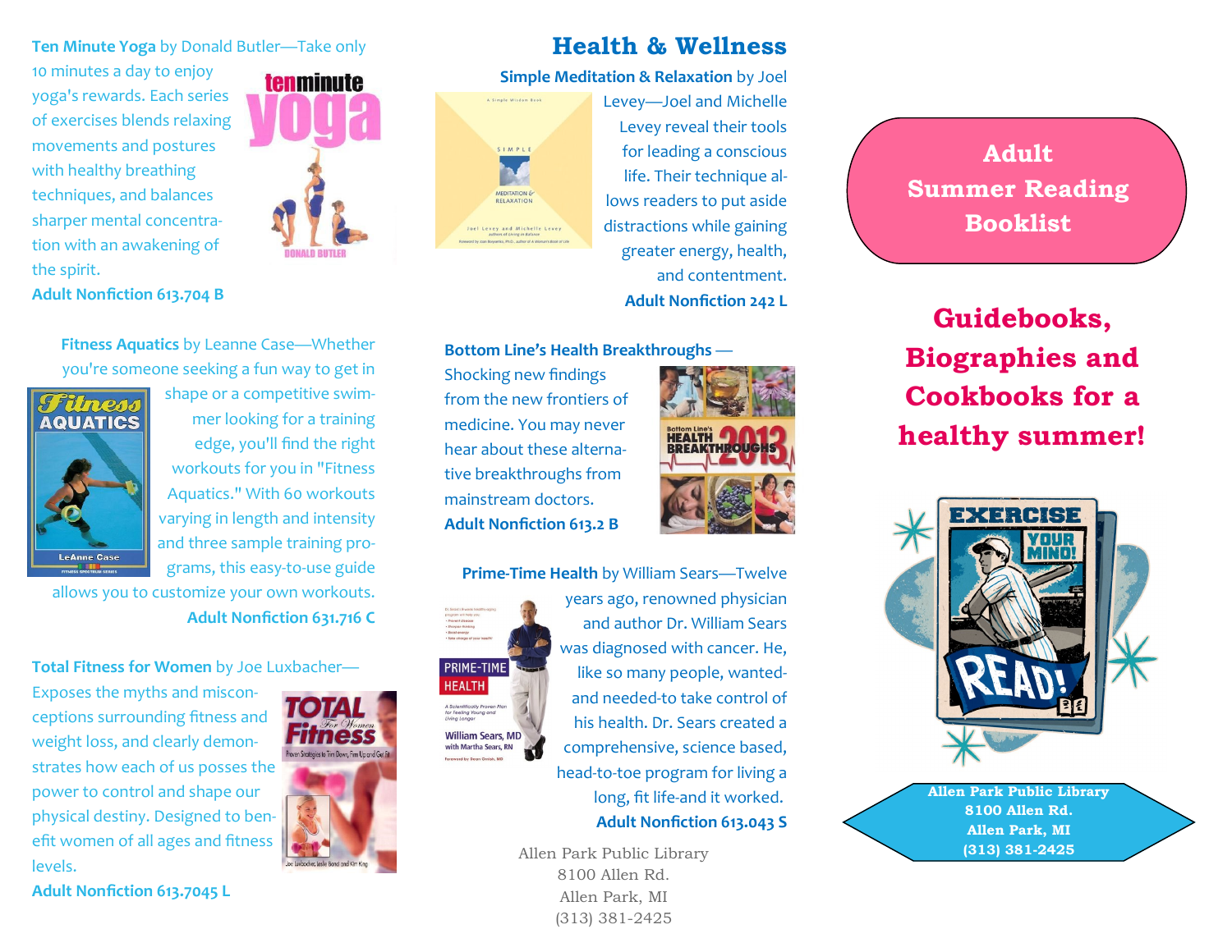**Ten Minute Yoga** by Donald Butler—Take only 10 minutes a day to enjoy yoga's rewards. Each series of exercises blends relaxing movements and postures with healthy breathing techniques, and balances sharper mental concentration with an awakening of the spirit.

**Adult Nonfiction 613.704 B**

**Fitness Aquatics** by Leanne Case—Whether you're someone seeking a fun way to get in shape or a competitive swimmer looking for a training edge, you'll find the right workouts for you in "Fitness Aquatics." With 60 workouts varying in length and intensity and three sample training programs, this easy-to-use guide allows you to customize your own workouts.

**Adult Nonfiction 631.716 C**

**Total Fitness for Women** by Joe Luxbacher—Exposes the myths and misconceptions surrounding fitness and weight loss, and clearly demonstrates how each of us posses the power to control and shape our physical destiny. Designed to benefit women of all ages and fitness levels.

**Adult Nonfiction 613.7045 L**

## Health & Wellness

**Simple Meditation & Relaxation** by Joel Levey—Joel and Michelle Levey reveal their tools for leading a conscious life. Their technique allows readers to put aside distractions while gaining greater energy, health, and contentment.

**Adult Nonfiction 242 L**

**Bottom Line's Health Breakthroughs** —Shocking new findings from the new frontiers of medicine. You may never hear about these alternative breakthroughs from mainstream doctors.

**Adult Nonfiction 613.2 B**

**Prime-Time Health** by William Sears—Twelve years ago, renowned physician and author Dr. William Sears was diagnosed with cancer. He, like so many people, wanted-and needed-to take control of his health. Dr. Sears created a comprehensive, science based, head-to-toe program for living a long, fit life-and it worked.

**Adult Nonfiction 613.043 S**

Allen Park Public Library
8100 Allen Rd.
Allen Park, MI
(313) 381-2425

# Adult Summer Reading Booklist

## Guidebooks, Biographies and Cookbooks for a healthy summer!

**Allen Park Public Library**
**8100 Allen Rd.**
**Allen Park, MI**
**(313) 381-2425**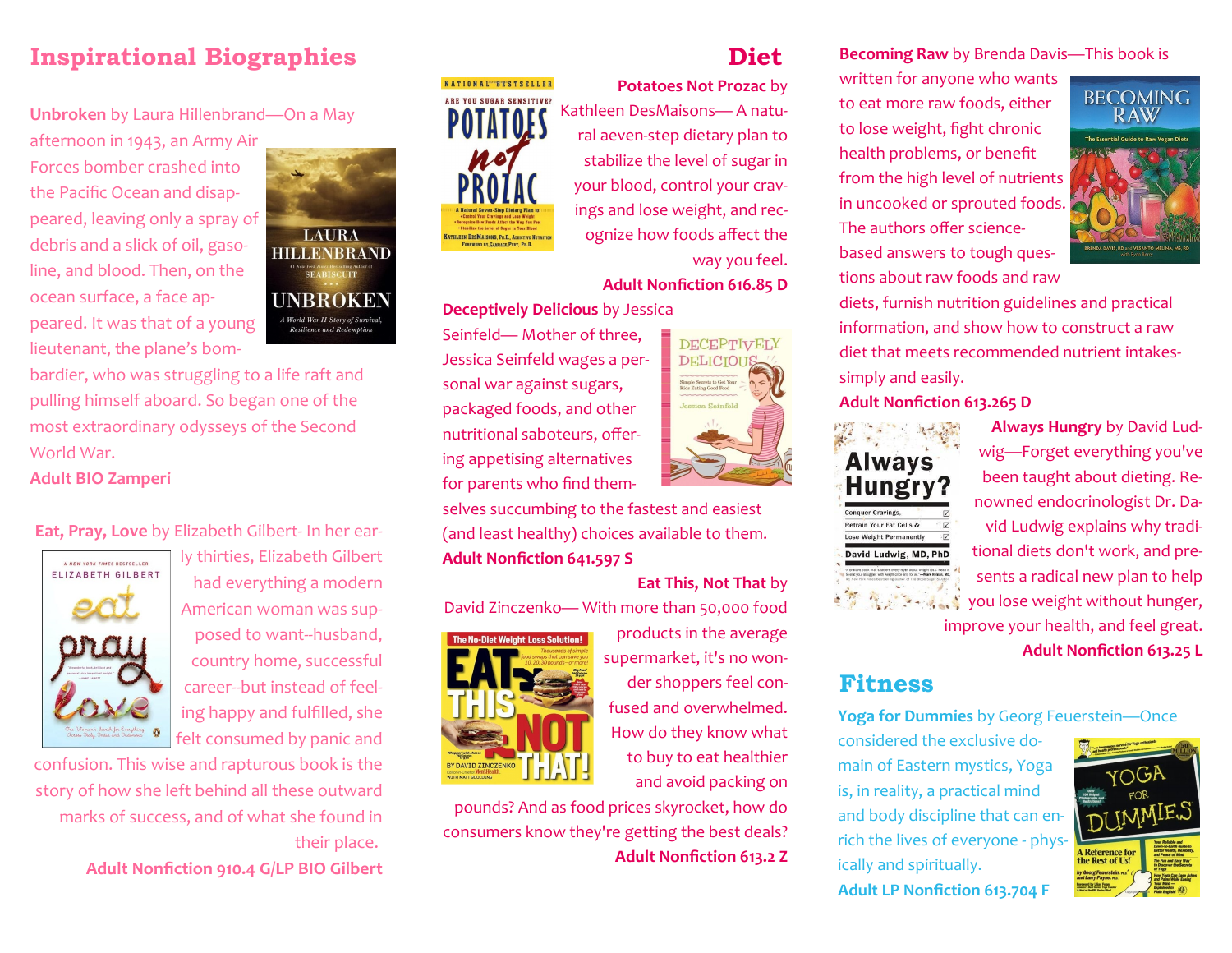## Inspirational Biographies

**Unbroken** by Laura Hillenbrand—On a May afternoon in 1943, an Army Air Forces bomber crashed into the Pacific Ocean and disappeared, leaving only a spray of debris and a slick of oil, gasoline, and blood. Then, on the ocean surface, a face appeared. It was that of a young lieutenant, the plane's bombardier, who was struggling to a life raft and pulling himself aboard. So began one of the most extraordinary odysseys of the Second World War.

**Adult BIO Zamperi**

**Eat, Pray, Love** by Elizabeth Gilbert- In her early thirties, Elizabeth Gilbert had everything a modern American woman was supposed to want--husband, country home, successful career--but instead of feeling happy and fulfilled, she felt consumed by panic and confusion. This wise and rapturous book is the story of how she left behind all these outward marks of success, and of what she found in their place.

**Adult Nonfiction 910.4 G/LP BIO Gilbert**

## Diet

**Potatoes Not Prozac** by Kathleen DesMaisons— A natural aeven-step dietary plan to stabilize the level of sugar in your blood, control your cravings and lose weight, and recognize how foods affect the way you feel.

**Adult Nonfiction 616.85 D**

**Deceptively Delicious** by Jessica Seinfeld— Mother of three, Jessica Seinfeld wages a personal war against sugars, packaged foods, and other nutritional saboteurs, offering appetising alternatives for parents who find themselves succumbing to the fastest and easiest (and least healthy) choices available to them.

**Adult Nonfiction 641.597 S**

**Eat This, Not That** by David Zinczenko— With more than 50,000 food products in the average supermarket, it's no wonder shoppers feel confused and overwhelmed. How do they know what to buy to eat healthier and avoid packing on pounds? And as food prices skyrocket, how do consumers know they're getting the best deals?

**Adult Nonfiction 613.2 Z**

**Becoming Raw** by Brenda Davis—This book is written for anyone who wants to eat more raw foods, either to lose weight, fight chronic health problems, or benefit from the high level of nutrients in uncooked or sprouted foods. The authors offer science-based answers to tough questions about raw foods and raw diets, furnish nutrition guidelines and practical information, and show how to construct a raw diet that meets recommended nutrient intakes-simply and easily.

**Adult Nonfiction 613.265 D**

**Always Hungry** by David Ludwig—Forget everything you've been taught about dieting. Renowned endocrinologist Dr. David Ludwig explains why traditional diets don't work, and presents a radical new plan to help you lose weight without hunger, improve your health, and feel great.

**Adult Nonfiction 613.25 L**

## Fitness

**Yoga for Dummies** by Georg Feuerstein—Once considered the exclusive domain of Eastern mystics, Yoga is, in reality, a practical mind and body discipline that can enrich the lives of everyone - physically and spiritually.

**Adult LP Nonfiction 613.704 F**